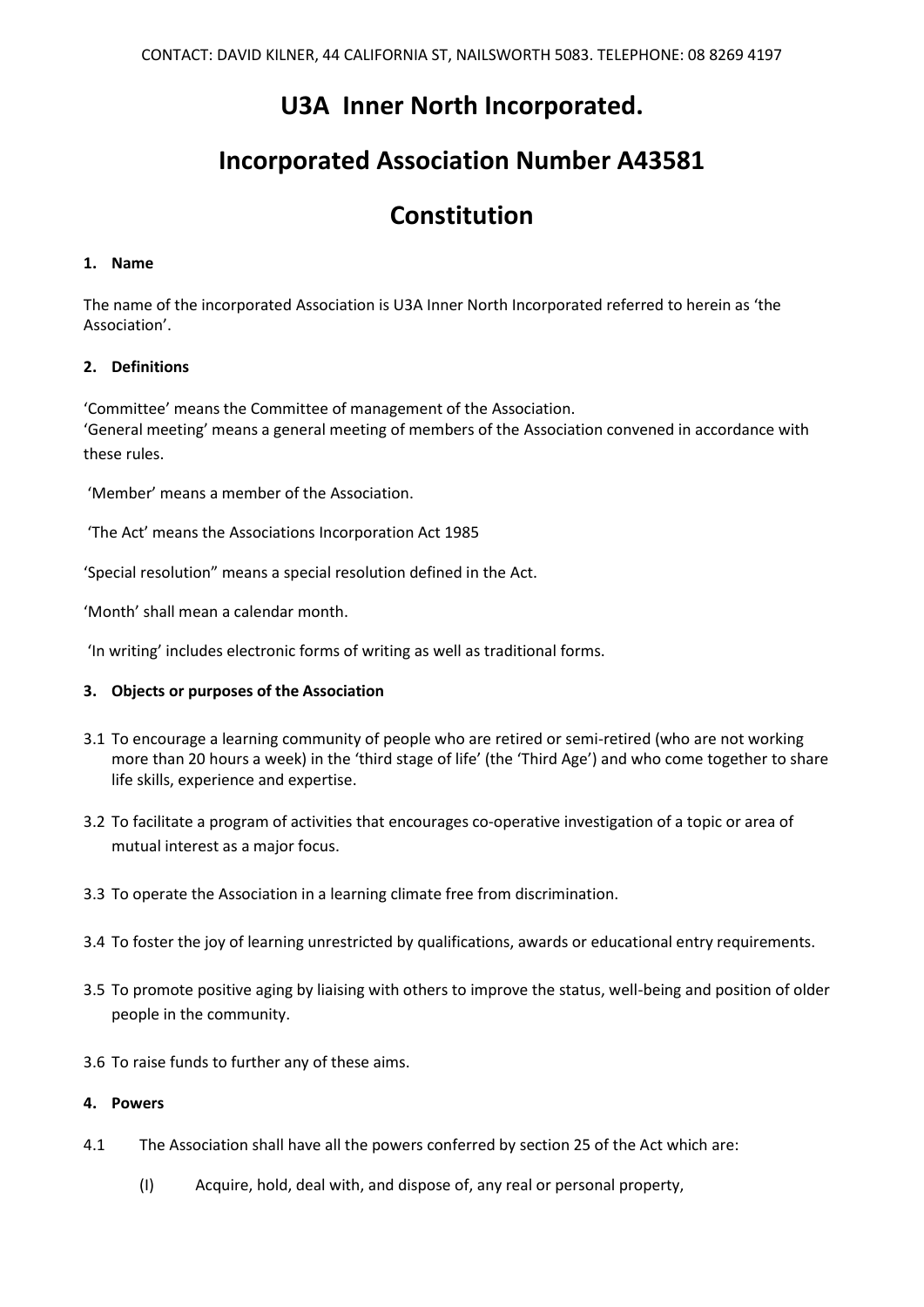CONTACT: DAVID KILNER, 44 CALIFORNIA ST, NAILSWORTH 5083. TELEPHONE: 08 8269 4197

# U3A Inner North Incorporated.

# Incorporated Association Number A43581

# Constitution

**1. Name**

The name of the incorporated Association is U3A Inner North Incorporated referred to herein as 'the Association'.

**2. Definitions**

'Committee' means the Committee of management of the Association.
'General meeting' means a general meeting of members of the Association convened in accordance with these rules.

'Member' means a member of the Association.

'The Act' means the Associations Incorporation Act 1985

'Special resolution" means a special resolution defined in the Act.

'Month' shall mean a calendar month.

'In writing' includes electronic forms of writing as well as traditional forms.

**3. Objects or purposes of the Association**

3.1 To encourage a learning community of people who are retired or semi-retired (who are not working more than 20 hours a week) in the 'third stage of life' (the 'Third Age') and who come together to share life skills, experience and expertise.

3.2 To facilitate a program of activities that encourages co-operative investigation of a topic or area of mutual interest as a major focus.

3.3 To operate the Association in a learning climate free from discrimination.

3.4 To foster the joy of learning unrestricted by qualifications, awards or educational entry requirements.

3.5 To promote positive aging by liaising with others to improve the status, well-being and position of older people in the community.

3.6 To raise funds to further any of these aims.

**4. Powers**

4.1 The Association shall have all the powers conferred by section 25 of the Act which are:

(I) Acquire, hold, deal with, and dispose of, any real or personal property,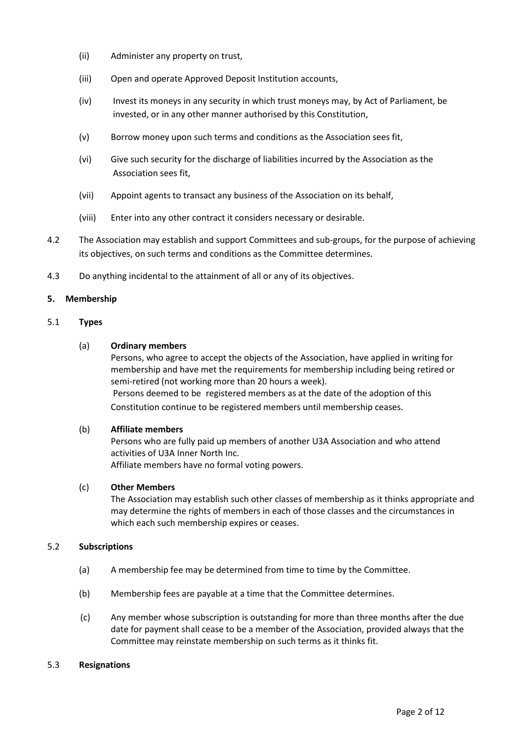(ii) Administer any property on trust,

(iii) Open and operate Approved Deposit Institution accounts,

(iv) Invest its moneys in any security in which trust moneys may, by Act of Parliament, be invested, or in any other manner authorised by this Constitution,

(v) Borrow money upon such terms and conditions as the Association sees fit,

(vi) Give such security for the discharge of liabilities incurred by the Association as the Association sees fit,

(vii) Appoint agents to transact any business of the Association on its behalf,

(viii) Enter into any other contract it considers necessary or desirable.

4.2 The Association may establish and support Committees and sub-groups, for the purpose of achieving its objectives, on such terms and conditions as the Committee determines.

4.3 Do anything incidental to the attainment of all or any of its objectives.

**5. Membership**

5.1 **Types**

(a) **Ordinary members**

Persons, who agree to accept the objects of the Association, have applied in writing for membership and have met the requirements for membership including being retired or semi-retired (not working more than 20 hours a week).

Persons deemed to be registered members as at the date of the adoption of this Constitution continue to be registered members until membership ceases.

(b) **Affiliate members**

Persons who are fully paid up members of another U3A Association and who attend activities of U3A Inner North Inc.

Affiliate members have no formal voting powers.

(c) **Other Members**

The Association may establish such other classes of membership as it thinks appropriate and may determine the rights of members in each of those classes and the circumstances in which each such membership expires or ceases.

5.2 **Subscriptions**

(a) A membership fee may be determined from time to time by the Committee.

(b) Membership fees are payable at a time that the Committee determines.

(c) Any member whose subscription is outstanding for more than three months after the due date for payment shall cease to be a member of the Association, provided always that the Committee may reinstate membership on such terms as it thinks fit.

5.3 **Resignations**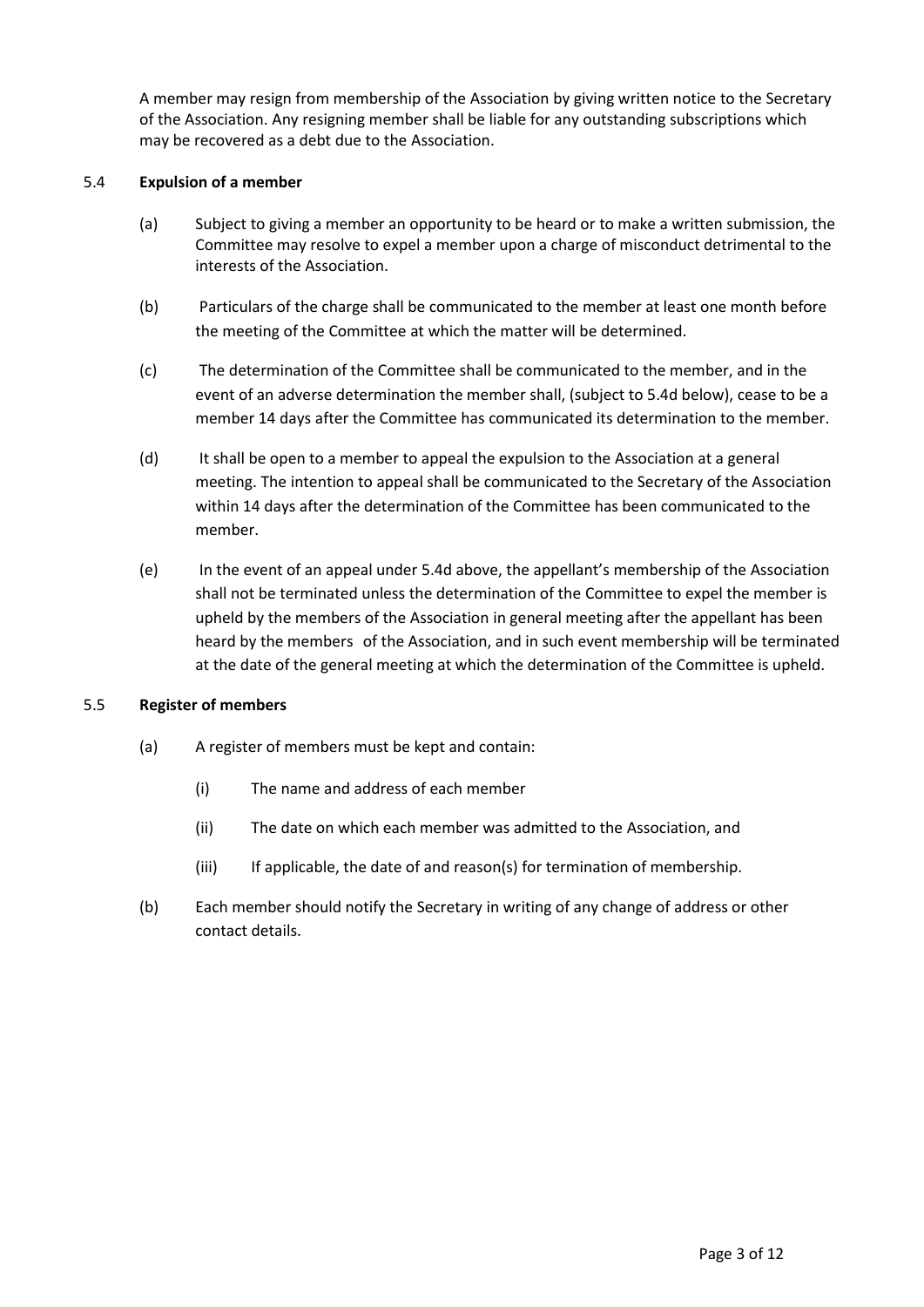A member may resign from membership of the Association by giving written notice to the Secretary of the Association. Any resigning member shall be liable for any outstanding subscriptions which may be recovered as a debt due to the Association.

### 5.4 Expulsion of a member

(a) Subject to giving a member an opportunity to be heard or to make a written submission, the Committee may resolve to expel a member upon a charge of misconduct detrimental to the interests of the Association.

(b) Particulars of the charge shall be communicated to the member at least one month before the meeting of the Committee at which the matter will be determined.

(c) The determination of the Committee shall be communicated to the member, and in the event of an adverse determination the member shall, (subject to 5.4d below), cease to be a member 14 days after the Committee has communicated its determination to the member.

(d) It shall be open to a member to appeal the expulsion to the Association at a general meeting. The intention to appeal shall be communicated to the Secretary of the Association within 14 days after the determination of the Committee has been communicated to the member.

(e) In the event of an appeal under 5.4d above, the appellant's membership of the Association shall not be terminated unless the determination of the Committee to expel the member is upheld by the members of the Association in general meeting after the appellant has been heard by the members of the Association, and in such event membership will be terminated at the date of the general meeting at which the determination of the Committee is upheld.

### 5.5 Register of members

(a) A register of members must be kept and contain:

  (i) The name and address of each member

  (ii) The date on which each member was admitted to the Association, and

  (iii) If applicable, the date of and reason(s) for termination of membership.

(b) Each member should notify the Secretary in writing of any change of address or other contact details.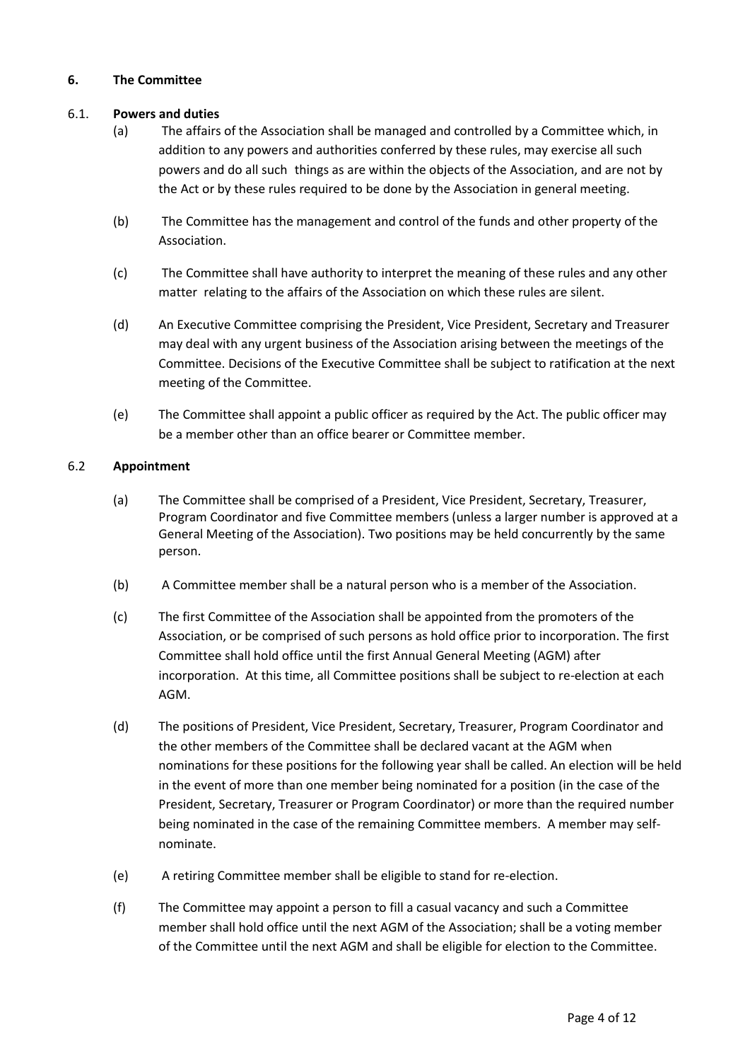## 6. The Committee

### 6.1. Powers and duties

(a) The affairs of the Association shall be managed and controlled by a Committee which, in addition to any powers and authorities conferred by these rules, may exercise all such powers and do all such things as are within the objects of the Association, and are not by the Act or by these rules required to be done by the Association in general meeting.

(b) The Committee has the management and control of the funds and other property of the Association.

(c) The Committee shall have authority to interpret the meaning of these rules and any other matter relating to the affairs of the Association on which these rules are silent.

(d) An Executive Committee comprising the President, Vice President, Secretary and Treasurer may deal with any urgent business of the Association arising between the meetings of the Committee. Decisions of the Executive Committee shall be subject to ratification at the next meeting of the Committee.

(e) The Committee shall appoint a public officer as required by the Act. The public officer may be a member other than an office bearer or Committee member.

### 6.2 Appointment

(a) The Committee shall be comprised of a President, Vice President, Secretary, Treasurer, Program Coordinator and five Committee members (unless a larger number is approved at a General Meeting of the Association). Two positions may be held concurrently by the same person.

(b) A Committee member shall be a natural person who is a member of the Association.

(c) The first Committee of the Association shall be appointed from the promoters of the Association, or be comprised of such persons as hold office prior to incorporation. The first Committee shall hold office until the first Annual General Meeting (AGM) after incorporation. At this time, all Committee positions shall be subject to re-election at each AGM.

(d) The positions of President, Vice President, Secretary, Treasurer, Program Coordinator and the other members of the Committee shall be declared vacant at the AGM when nominations for these positions for the following year shall be called. An election will be held in the event of more than one member being nominated for a position (in the case of the President, Secretary, Treasurer or Program Coordinator) or more than the required number being nominated in the case of the remaining Committee members. A member may self-nominate.

(e) A retiring Committee member shall be eligible to stand for re-election.

(f) The Committee may appoint a person to fill a casual vacancy and such a Committee member shall hold office until the next AGM of the Association; shall be a voting member of the Committee until the next AGM and shall be eligible for election to the Committee.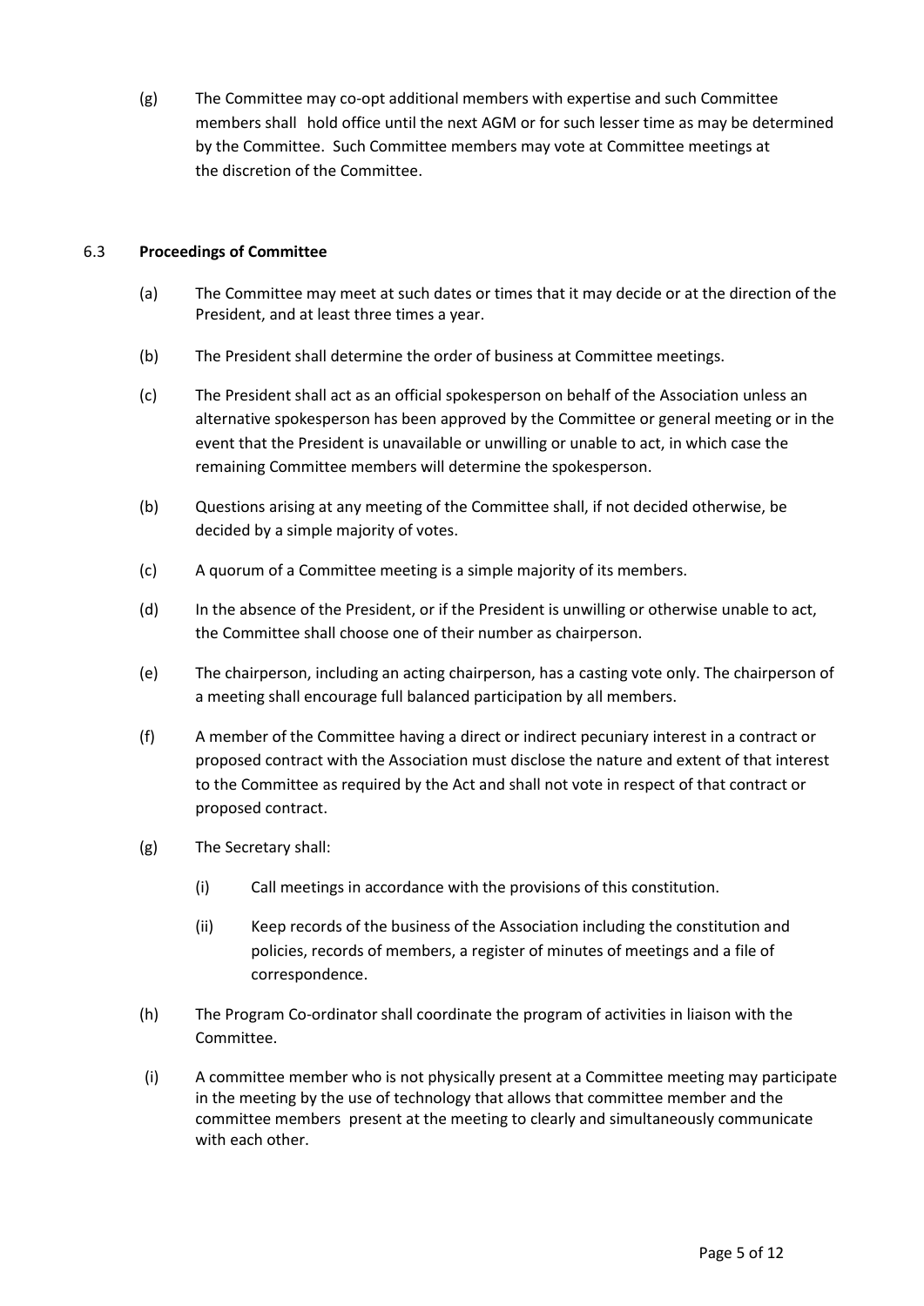(g) The Committee may co-opt additional members with expertise and such Committee members shall hold office until the next AGM or for such lesser time as may be determined by the Committee. Such Committee members may vote at Committee meetings at the discretion of the Committee.

6.3 **Proceedings of Committee**

(a) The Committee may meet at such dates or times that it may decide or at the direction of the President, and at least three times a year.

(b) The President shall determine the order of business at Committee meetings.

(c) The President shall act as an official spokesperson on behalf of the Association unless an alternative spokesperson has been approved by the Committee or general meeting or in the event that the President is unavailable or unwilling or unable to act, in which case the remaining Committee members will determine the spokesperson.

(b) Questions arising at any meeting of the Committee shall, if not decided otherwise, be decided by a simple majority of votes.

(c) A quorum of a Committee meeting is a simple majority of its members.

(d) In the absence of the President, or if the President is unwilling or otherwise unable to act, the Committee shall choose one of their number as chairperson.

(e) The chairperson, including an acting chairperson, has a casting vote only. The chairperson of a meeting shall encourage full balanced participation by all members.

(f) A member of the Committee having a direct or indirect pecuniary interest in a contract or proposed contract with the Association must disclose the nature and extent of that interest to the Committee as required by the Act and shall not vote in respect of that contract or proposed contract.

(g) The Secretary shall:

(i) Call meetings in accordance with the provisions of this constitution.

(ii) Keep records of the business of the Association including the constitution and policies, records of members, a register of minutes of meetings and a file of correspondence.

(h) The Program Co-ordinator shall coordinate the program of activities in liaison with the Committee.

(i) A committee member who is not physically present at a Committee meeting may participate in the meeting by the use of technology that allows that committee member and the committee members present at the meeting to clearly and simultaneously communicate with each other.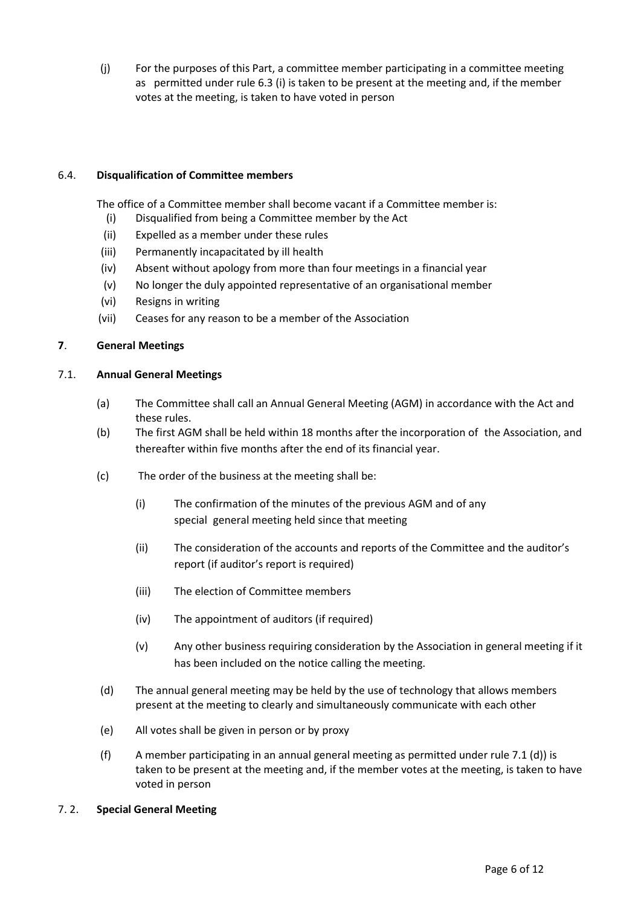(j) For the purposes of this Part, a committee member participating in a committee meeting as permitted under rule 6.3 (i) is taken to be present at the meeting and, if the member votes at the meeting, is taken to have voted in person

6.4. **Disqualification of Committee members**

The office of a Committee member shall become vacant if a Committee member is:

(i) Disqualified from being a Committee member by the Act
(ii) Expelled as a member under these rules
(iii) Permanently incapacitated by ill health
(iv) Absent without apology from more than four meetings in a financial year
(v) No longer the duly appointed representative of an organisational member
(vi) Resigns in writing
(vii) Ceases for any reason to be a member of the Association

**7**. **General Meetings**

7.1. **Annual General Meetings**

(a) The Committee shall call an Annual General Meeting (AGM) in accordance with the Act and these rules.

(b) The first AGM shall be held within 18 months after the incorporation of the Association, and thereafter within five months after the end of its financial year.

(c) The order of the business at the meeting shall be:

(i) The confirmation of the minutes of the previous AGM and of any special general meeting held since that meeting

(ii) The consideration of the accounts and reports of the Committee and the auditor's report (if auditor's report is required)

(iii) The election of Committee members

(iv) The appointment of auditors (if required)

(v) Any other business requiring consideration by the Association in general meeting if it has been included on the notice calling the meeting.

(d) The annual general meeting may be held by the use of technology that allows members present at the meeting to clearly and simultaneously communicate with each other

(e) All votes shall be given in person or by proxy

(f) A member participating in an annual general meeting as permitted under rule 7.1 (d)) is taken to be present at the meeting and, if the member votes at the meeting, is taken to have voted in person

7. 2. **Special General Meeting**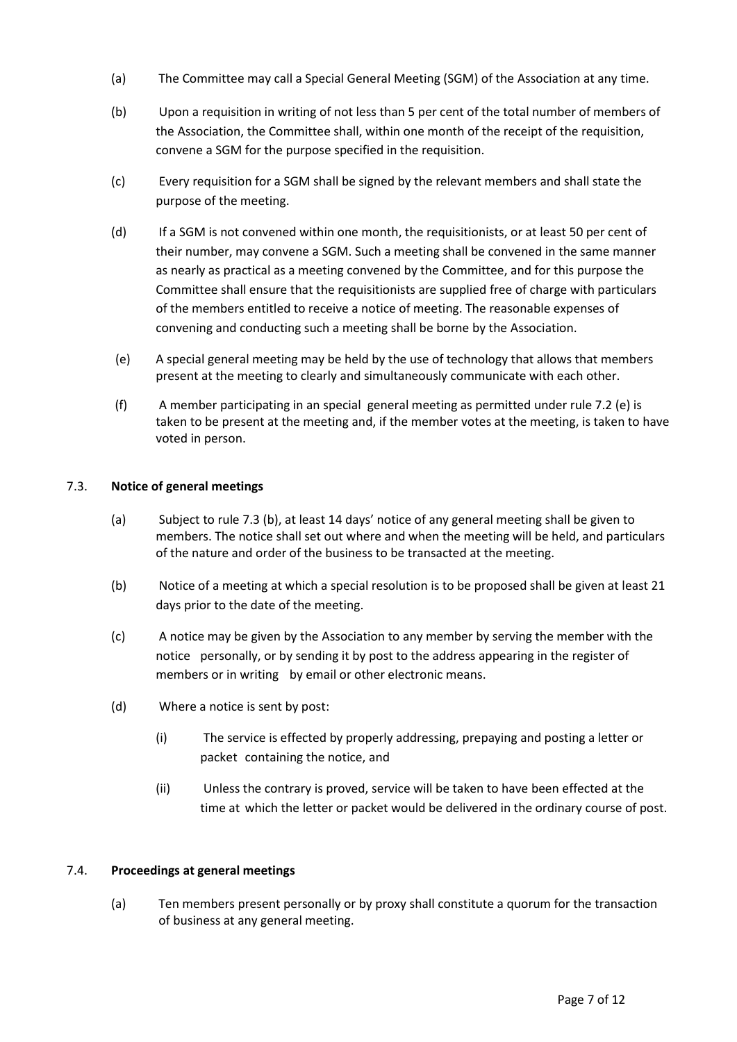(a) The Committee may call a Special General Meeting (SGM) of the Association at any time.

(b) Upon a requisition in writing of not less than 5 per cent of the total number of members of the Association, the Committee shall, within one month of the receipt of the requisition, convene a SGM for the purpose specified in the requisition.

(c) Every requisition for a SGM shall be signed by the relevant members and shall state the purpose of the meeting.

(d) If a SGM is not convened within one month, the requisitionists, or at least 50 per cent of their number, may convene a SGM. Such a meeting shall be convened in the same manner as nearly as practical as a meeting convened by the Committee, and for this purpose the Committee shall ensure that the requisitionists are supplied free of charge with particulars of the members entitled to receive a notice of meeting. The reasonable expenses of convening and conducting such a meeting shall be borne by the Association.

(e) A special general meeting may be held by the use of technology that allows that members present at the meeting to clearly and simultaneously communicate with each other.

(f) A member participating in an special general meeting as permitted under rule 7.2 (e) is taken to be present at the meeting and, if the member votes at the meeting, is taken to have voted in person.

### 7.3. Notice of general meetings

(a) Subject to rule 7.3 (b), at least 14 days' notice of any general meeting shall be given to members. The notice shall set out where and when the meeting will be held, and particulars of the nature and order of the business to be transacted at the meeting.

(b) Notice of a meeting at which a special resolution is to be proposed shall be given at least 21 days prior to the date of the meeting.

(c) A notice may be given by the Association to any member by serving the member with the notice personally, or by sending it by post to the address appearing in the register of members or in writing by email or other electronic means.

(d) Where a notice is sent by post:

  (i) The service is effected by properly addressing, prepaying and posting a letter or packet containing the notice, and

  (ii) Unless the contrary is proved, service will be taken to have been effected at the time at which the letter or packet would be delivered in the ordinary course of post.

### 7.4. Proceedings at general meetings

(a) Ten members present personally or by proxy shall constitute a quorum for the transaction of business at any general meeting.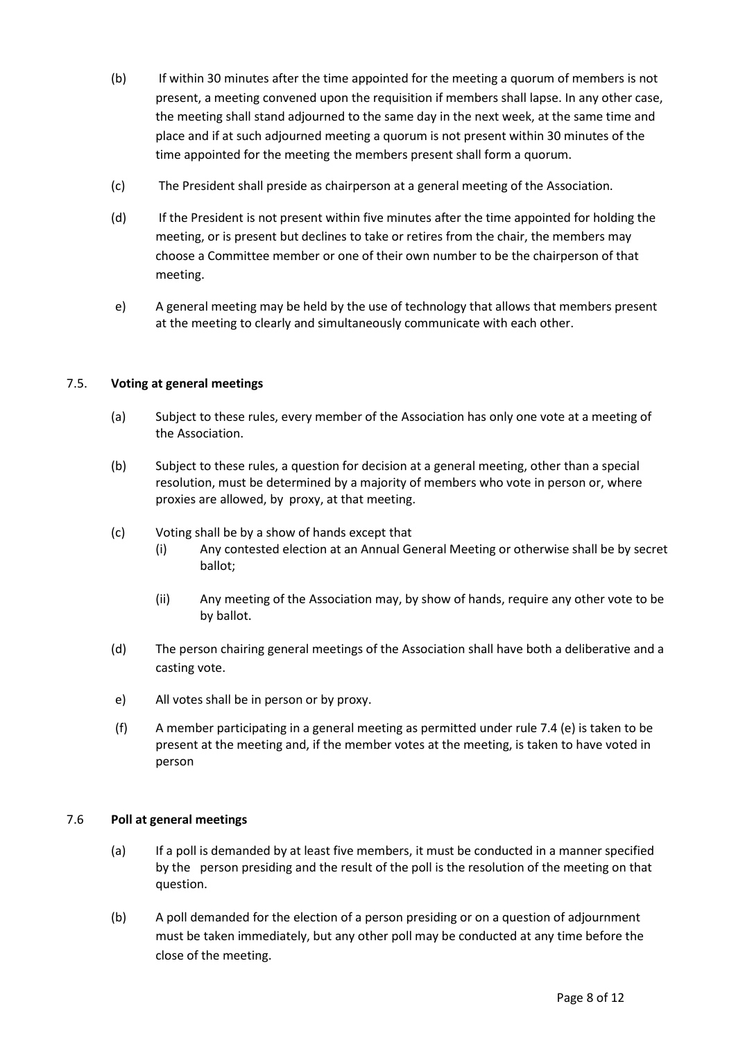(b) If within 30 minutes after the time appointed for the meeting a quorum of members is not present, a meeting convened upon the requisition if members shall lapse. In any other case, the meeting shall stand adjourned to the same day in the next week, at the same time and place and if at such adjourned meeting a quorum is not present within 30 minutes of the time appointed for the meeting the members present shall form a quorum.

(c) The President shall preside as chairperson at a general meeting of the Association.

(d) If the President is not present within five minutes after the time appointed for holding the meeting, or is present but declines to take or retires from the chair, the members may choose a Committee member or one of their own number to be the chairperson of that meeting.

e) A general meeting may be held by the use of technology that allows that members present at the meeting to clearly and simultaneously communicate with each other.

## 7.5. **Voting at general meetings**

(a) Subject to these rules, every member of the Association has only one vote at a meeting of the Association.

(b) Subject to these rules, a question for decision at a general meeting, other than a special resolution, must be determined by a majority of members who vote in person or, where proxies are allowed, by proxy, at that meeting.

(c) Voting shall be by a show of hands except that

- (i) Any contested election at an Annual General Meeting or otherwise shall be by secret ballot;
- (ii) Any meeting of the Association may, by show of hands, require any other vote to be by ballot.

(d) The person chairing general meetings of the Association shall have both a deliberative and a casting vote.

e) All votes shall be in person or by proxy.

(f) A member participating in a general meeting as permitted under rule 7.4 (e) is taken to be present at the meeting and, if the member votes at the meeting, is taken to have voted in person

## 7.6 **Poll at general meetings**

(a) If a poll is demanded by at least five members, it must be conducted in a manner specified by the person presiding and the result of the poll is the resolution of the meeting on that question.

(b) A poll demanded for the election of a person presiding or on a question of adjournment must be taken immediately, but any other poll may be conducted at any time before the close of the meeting.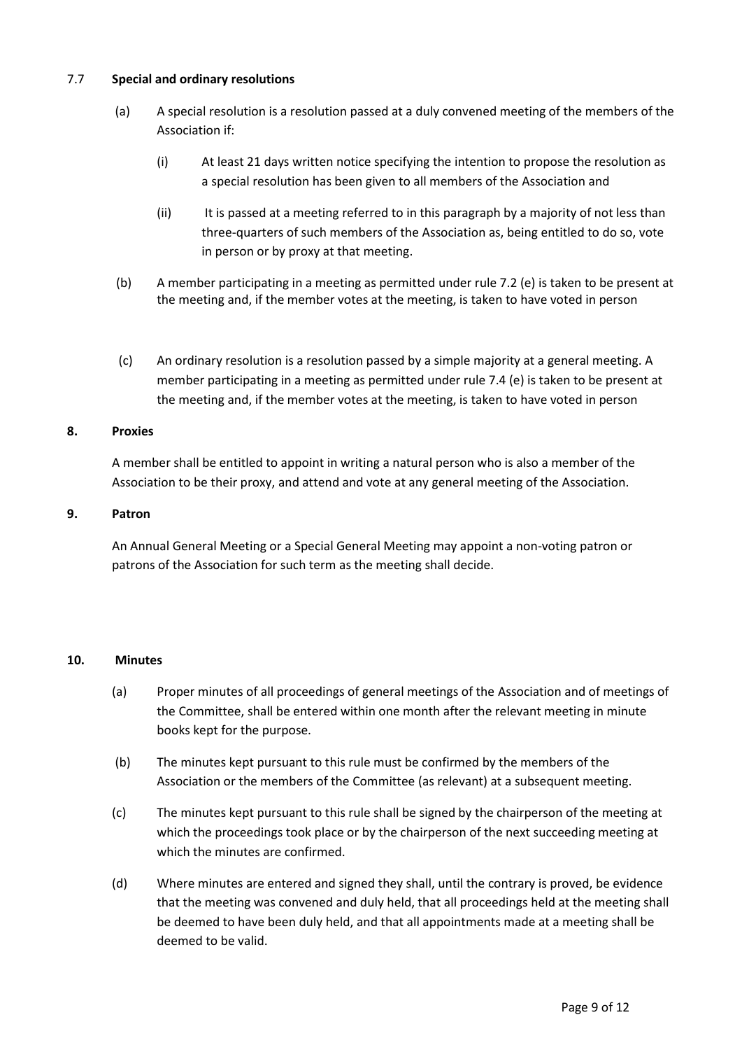### 7.7 **Special and ordinary resolutions**

(a) A special resolution is a resolution passed at a duly convened meeting of the members of the Association if:

(i) At least 21 days written notice specifying the intention to propose the resolution as a special resolution has been given to all members of the Association and

(ii) It is passed at a meeting referred to in this paragraph by a majority of not less than three-quarters of such members of the Association as, being entitled to do so, vote in person or by proxy at that meeting.

(b) A member participating in a meeting as permitted under rule 7.2 (e) is taken to be present at the meeting and, if the member votes at the meeting, is taken to have voted in person

(c) An ordinary resolution is a resolution passed by a simple majority at a general meeting. A member participating in a meeting as permitted under rule 7.4 (e) is taken to be present at the meeting and, if the member votes at the meeting, is taken to have voted in person

## 8. Proxies

A member shall be entitled to appoint in writing a natural person who is also a member of the Association to be their proxy, and attend and vote at any general meeting of the Association.

## 9. Patron

An Annual General Meeting or a Special General Meeting may appoint a non-voting patron or patrons of the Association for such term as the meeting shall decide.

## 10. Minutes

(a) Proper minutes of all proceedings of general meetings of the Association and of meetings of the Committee, shall be entered within one month after the relevant meeting in minute books kept for the purpose.

(b) The minutes kept pursuant to this rule must be confirmed by the members of the Association or the members of the Committee (as relevant) at a subsequent meeting.

(c) The minutes kept pursuant to this rule shall be signed by the chairperson of the meeting at which the proceedings took place or by the chairperson of the next succeeding meeting at which the minutes are confirmed.

(d) Where minutes are entered and signed they shall, until the contrary is proved, be evidence that the meeting was convened and duly held, that all proceedings held at the meeting shall be deemed to have been duly held, and that all appointments made at a meeting shall be deemed to be valid.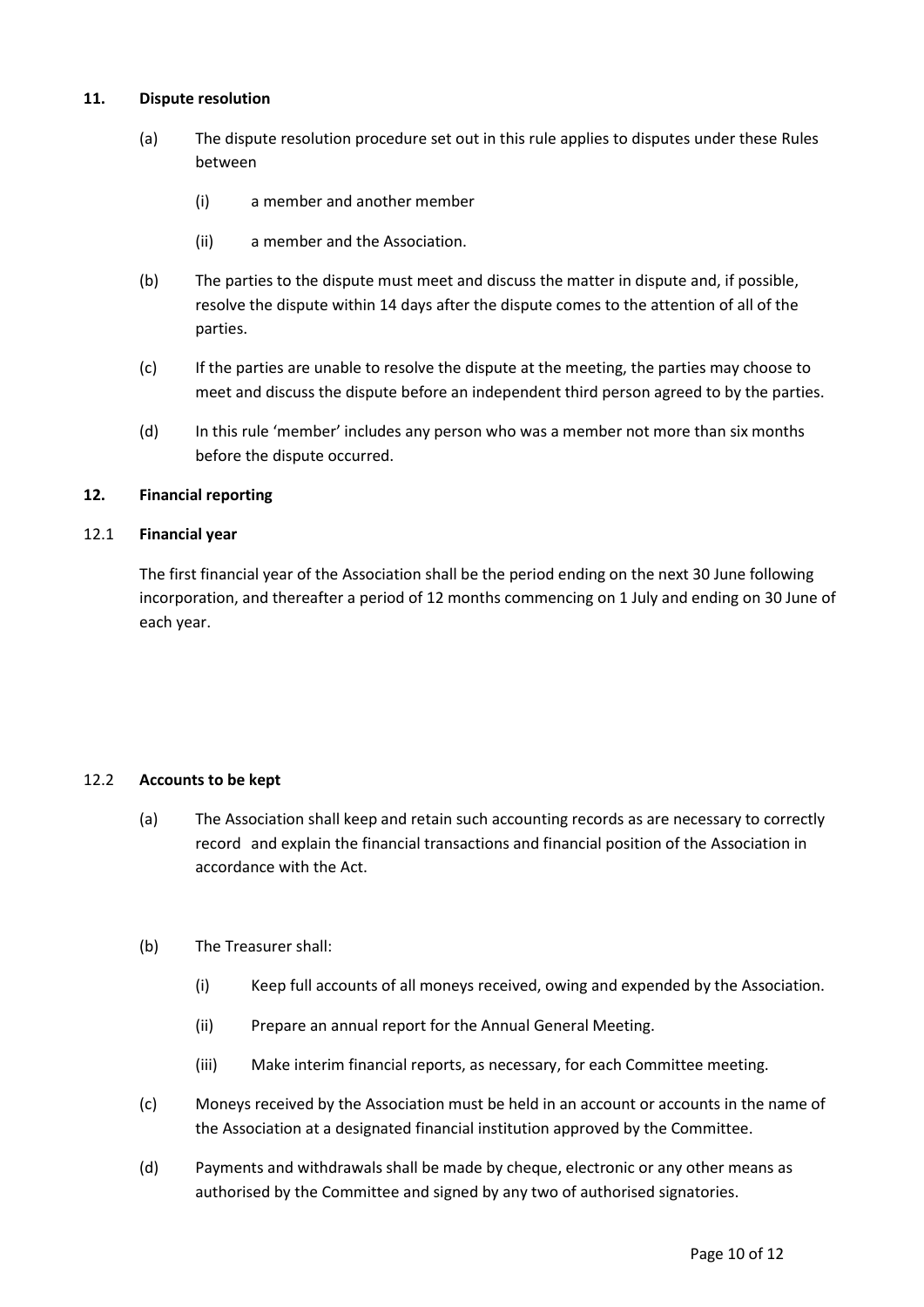## 11. Dispute resolution

(a) The dispute resolution procedure set out in this rule applies to disputes under these Rules between

  (i) a member and another member

  (ii) a member and the Association.

(b) The parties to the dispute must meet and discuss the matter in dispute and, if possible, resolve the dispute within 14 days after the dispute comes to the attention of all of the parties.

(c) If the parties are unable to resolve the dispute at the meeting, the parties may choose to meet and discuss the dispute before an independent third person agreed to by the parties.

(d) In this rule 'member' includes any person who was a member not more than six months before the dispute occurred.

## 12. Financial reporting

### 12.1 Financial year

The first financial year of the Association shall be the period ending on the next 30 June following incorporation, and thereafter a period of 12 months commencing on 1 July and ending on 30 June of each year.

### 12.2 Accounts to be kept

(a) The Association shall keep and retain such accounting records as are necessary to correctly record and explain the financial transactions and financial position of the Association in accordance with the Act.

(b) The Treasurer shall:

  (i) Keep full accounts of all moneys received, owing and expended by the Association.

  (ii) Prepare an annual report for the Annual General Meeting.

  (iii) Make interim financial reports, as necessary, for each Committee meeting.

(c) Moneys received by the Association must be held in an account or accounts in the name of the Association at a designated financial institution approved by the Committee.

(d) Payments and withdrawals shall be made by cheque, electronic or any other means as authorised by the Committee and signed by any two of authorised signatories.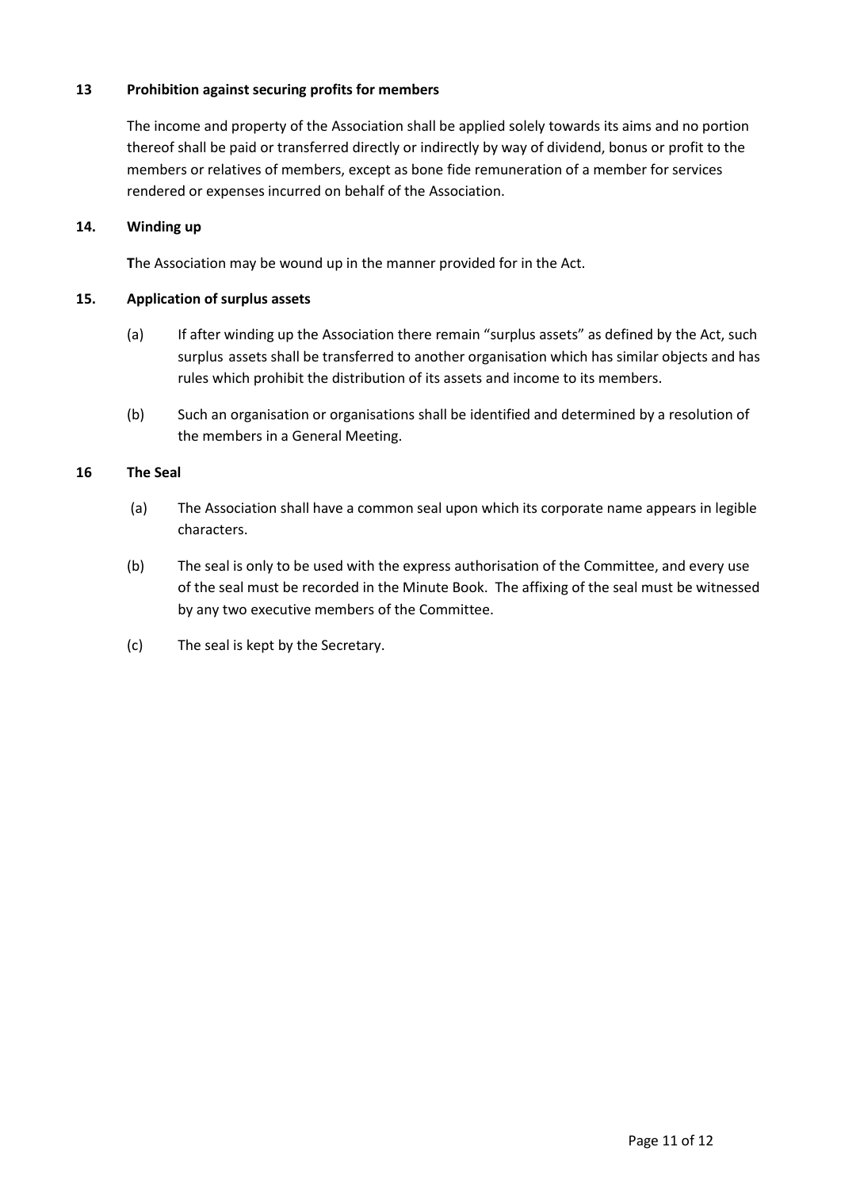**13 Prohibition against securing profits for members**

The income and property of the Association shall be applied solely towards its aims and no portion thereof shall be paid or transferred directly or indirectly by way of dividend, bonus or profit to the members or relatives of members, except as bone fide remuneration of a member for services rendered or expenses incurred on behalf of the Association.

**14. Winding up**

**T**he Association may be wound up in the manner provided for in the Act.

**15. Application of surplus assets**

(a) If after winding up the Association there remain "surplus assets" as defined by the Act, such surplus assets shall be transferred to another organisation which has similar objects and has rules which prohibit the distribution of its assets and income to its members.

(b) Such an organisation or organisations shall be identified and determined by a resolution of the members in a General Meeting.

**16 The Seal**

(a) The Association shall have a common seal upon which its corporate name appears in legible characters.

(b) The seal is only to be used with the express authorisation of the Committee, and every use of the seal must be recorded in the Minute Book. The affixing of the seal must be witnessed by any two executive members of the Committee.

(c) The seal is kept by the Secretary.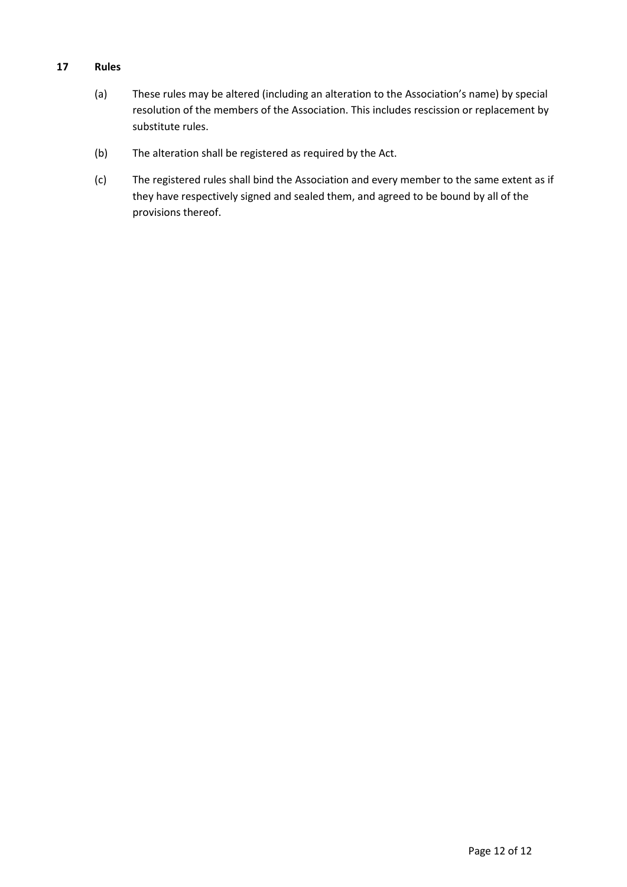## 17 Rules

(a) These rules may be altered (including an alteration to the Association's name) by special resolution of the members of the Association. This includes rescission or replacement by substitute rules.

(b) The alteration shall be registered as required by the Act.

(c) The registered rules shall bind the Association and every member to the same extent as if they have respectively signed and sealed them, and agreed to be bound by all of the provisions thereof.